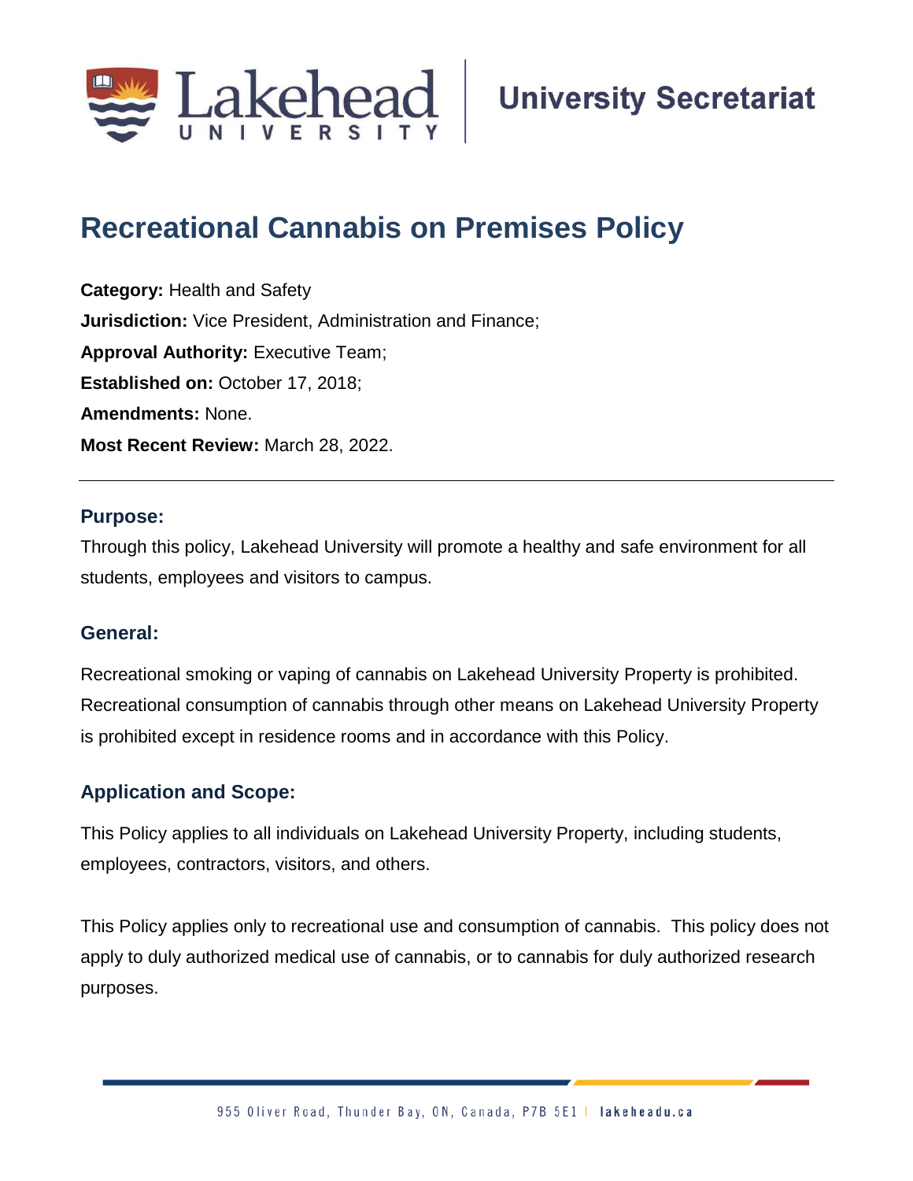Lakehead University | University Secretariat

# Recreational Cannabis on Premises Policy

**Category:** Health and Safety
**Jurisdiction:** Vice President, Administration and Finance;
**Approval Authority:** Executive Team;
**Established on:** October 17, 2018;
**Amendments:** None.
**Most Recent Review:** March 28, 2022.

---

## Purpose:

Through this policy, Lakehead University will promote a healthy and safe environment for all students, employees and visitors to campus.

## General:

Recreational smoking or vaping of cannabis on Lakehead University Property is prohibited. Recreational consumption of cannabis through other means on Lakehead University Property is prohibited except in residence rooms and in accordance with this Policy.

## Application and Scope:

This Policy applies to all individuals on Lakehead University Property, including students, employees, contractors, visitors, and others.

This Policy applies only to recreational use and consumption of cannabis. This policy does not apply to duly authorized medical use of cannabis, or to cannabis for duly authorized research purposes.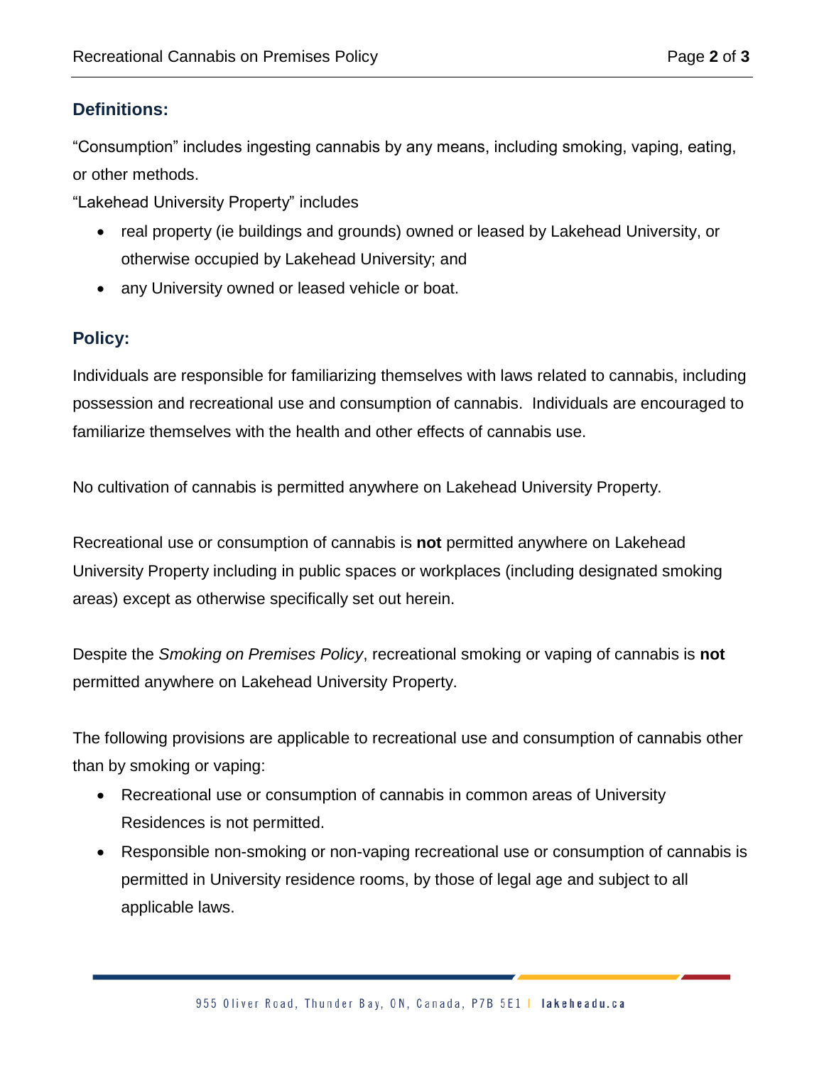## Definitions:

"Consumption" includes ingesting cannabis by any means, including smoking, vaping, eating, or other methods.

"Lakehead University Property" includes

- real property (ie buildings and grounds) owned or leased by Lakehead University, or otherwise occupied by Lakehead University; and
- any University owned or leased vehicle or boat.

## Policy:

Individuals are responsible for familiarizing themselves with laws related to cannabis, including possession and recreational use and consumption of cannabis. Individuals are encouraged to familiarize themselves with the health and other effects of cannabis use.

No cultivation of cannabis is permitted anywhere on Lakehead University Property.

Recreational use or consumption of cannabis is **not** permitted anywhere on Lakehead University Property including in public spaces or workplaces (including designated smoking areas) except as otherwise specifically set out herein.

Despite the *Smoking on Premises Policy*, recreational smoking or vaping of cannabis is **not** permitted anywhere on Lakehead University Property.

The following provisions are applicable to recreational use and consumption of cannabis other than by smoking or vaping:

- Recreational use or consumption of cannabis in common areas of University Residences is not permitted.
- Responsible non-smoking or non-vaping recreational use or consumption of cannabis is permitted in University residence rooms, by those of legal age and subject to all applicable laws.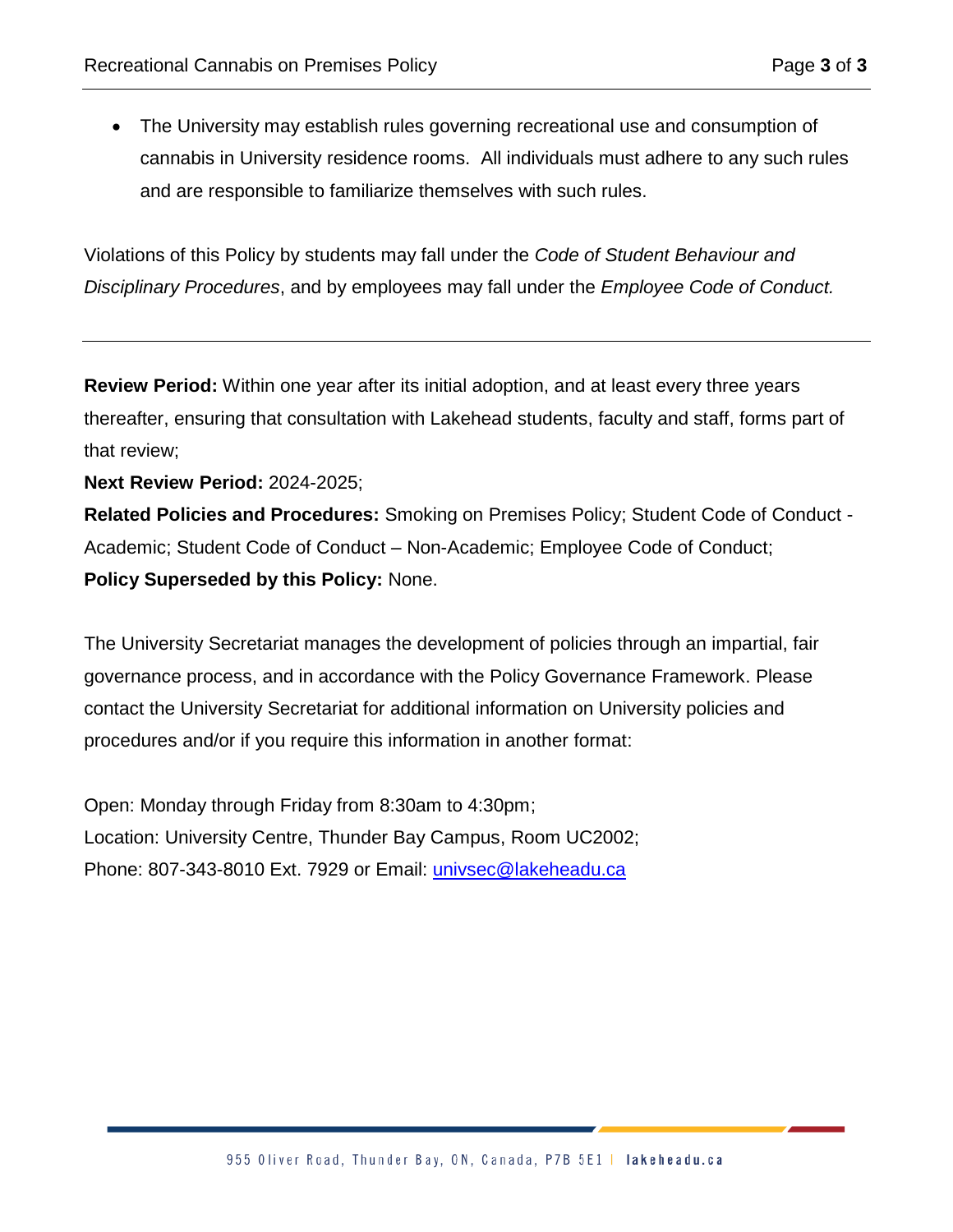- The University may establish rules governing recreational use and consumption of cannabis in University residence rooms. All individuals must adhere to any such rules and are responsible to familiarize themselves with such rules.

Violations of this Policy by students may fall under the *Code of Student Behaviour and Disciplinary Procedures*, and by employees may fall under the *Employee Code of Conduct.*

---

**Review Period:** Within one year after its initial adoption, and at least every three years thereafter, ensuring that consultation with Lakehead students, faculty and staff, forms part of that review;

**Next Review Period:** 2024-2025;

**Related Policies and Procedures:** Smoking on Premises Policy; Student Code of Conduct - Academic; Student Code of Conduct – Non-Academic; Employee Code of Conduct;

**Policy Superseded by this Policy:** None.

The University Secretariat manages the development of policies through an impartial, fair governance process, and in accordance with the Policy Governance Framework. Please contact the University Secretariat for additional information on University policies and procedures and/or if you require this information in another format:

Open: Monday through Friday from 8:30am to 4:30pm;
Location: University Centre, Thunder Bay Campus, Room UC2002;
Phone: 807-343-8010 Ext. 7929 or Email: [univsec@lakeheadu.ca](mailto:univsec@lakeheadu.ca)